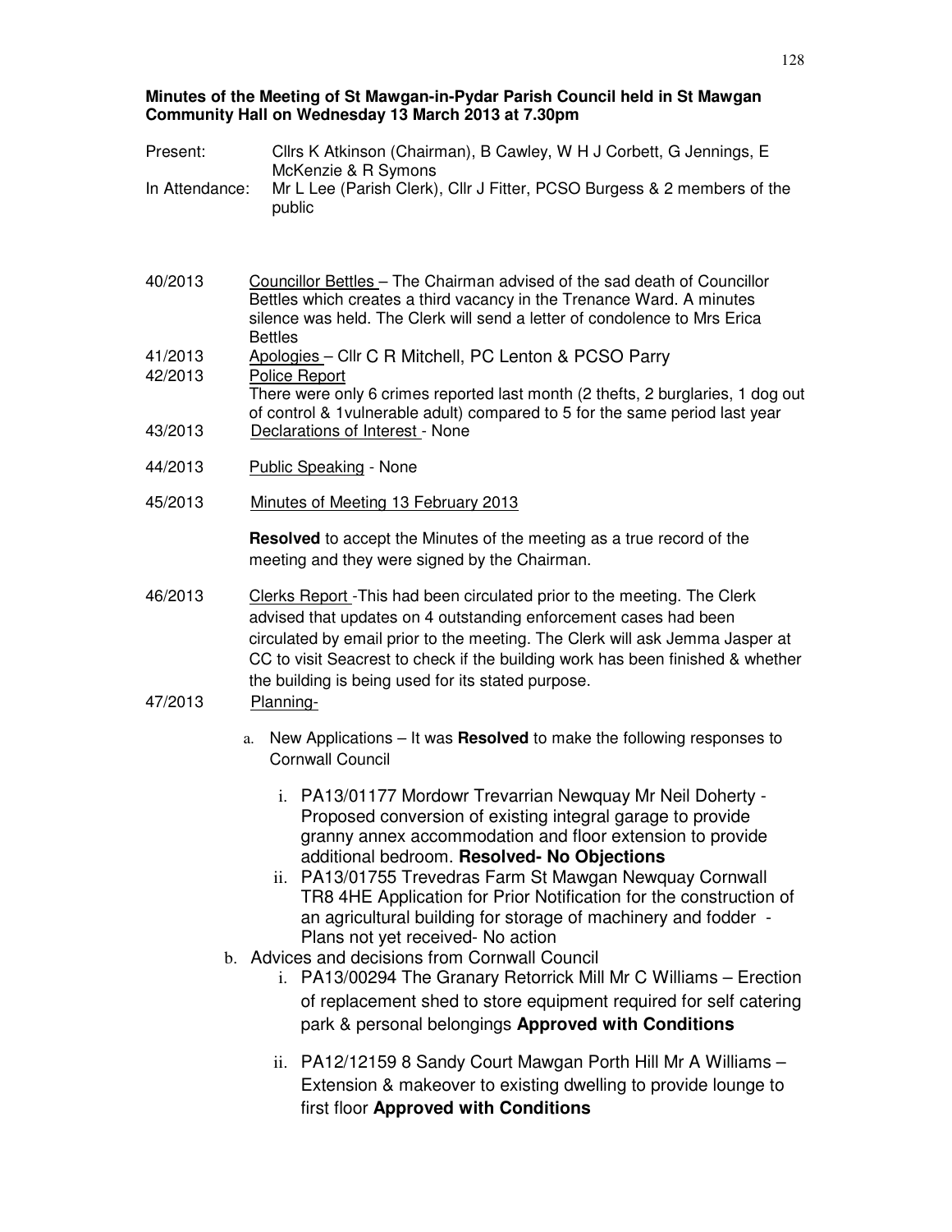**Minutes of the Meeting of St Mawgan-in-Pydar Parish Council held in St Mawgan Community Hall on Wednesday 13 March 2013 at 7.30pm**

Present: Cllrs K Atkinson (Chairman), B Cawley, W H J Corbett, G Jennings, E McKenzie & R Symons

In Attendance: Mr L Lee (Parish Clerk), Cllr J Fitter, PCSO Burgess & 2 members of the public

40/2013 Councillor Bettles – The Chairman advised of the sad death of Councillor Bettles which creates a third vacancy in the Trenance Ward. A minutes silence was held. The Clerk will send a letter of condolence to Mrs Erica Bettles

41/2013 Apologies – Cllr C R Mitchell, PC Lenton & PCSO Parry

42/2013 Police Report
There were only 6 crimes reported last month (2 thefts, 2 burglaries, 1 dog out of control & 1vulnerable adult) compared to 5 for the same period last year

43/2013 Declarations of Interest - None

44/2013 Public Speaking - None

45/2013 Minutes of Meeting 13 February 2013

**Resolved** to accept the Minutes of the meeting as a true record of the meeting and they were signed by the Chairman.

46/2013 Clerks Report -This had been circulated prior to the meeting. The Clerk advised that updates on 4 outstanding enforcement cases had been circulated by email prior to the meeting. The Clerk will ask Jemma Jasper at CC to visit Seacrest to check if the building work has been finished & whether the building is being used for its stated purpose.

47/2013 Planning-

a. New Applications – It was **Resolved** to make the following responses to Cornwall Council
   i. PA13/01177 Mordowr Trevarrian Newquay Mr Neil Doherty - Proposed conversion of existing integral garage to provide granny annex accommodation and floor extension to provide additional bedroom. **Resolved- No Objections**
   ii. PA13/01755 Trevedras Farm St Mawgan Newquay Cornwall TR8 4HE Application for Prior Notification for the construction of an agricultural building for storage of machinery and fodder - Plans not yet received- No action

b. Advices and decisions from Cornwall Council
   i. PA13/00294 The Granary Retorrick Mill Mr C Williams – Erection of replacement shed to store equipment required for self catering park & personal belongings **Approved with Conditions**
   ii. PA12/12159 8 Sandy Court Mawgan Porth Hill Mr A Williams – Extension & makeover to existing dwelling to provide lounge to first floor **Approved with Conditions**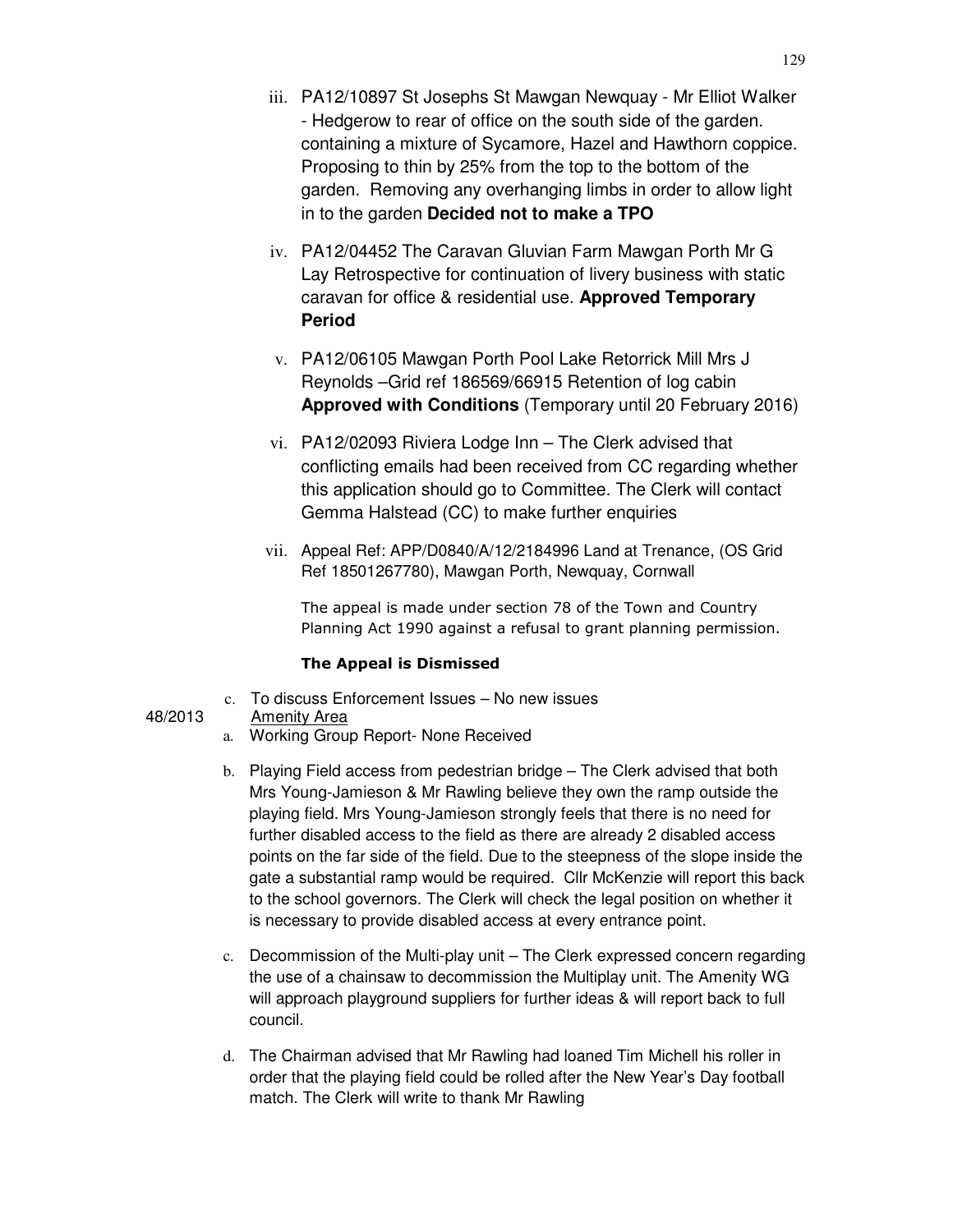iii. PA12/10897 St Josephs St Mawgan Newquay - Mr Elliot Walker - Hedgerow to rear of office on the south side of the garden. containing a mixture of Sycamore, Hazel and Hawthorn coppice. Proposing to thin by 25% from the top to the bottom of the garden. Removing any overhanging limbs in order to allow light in to the garden **Decided not to make a TPO**

iv. PA12/04452 The Caravan Gluvian Farm Mawgan Porth Mr G Lay Retrospective for continuation of livery business with static caravan for office & residential use. **Approved Temporary Period**

v. PA12/06105 Mawgan Porth Pool Lake Retorrick Mill Mrs J Reynolds –Grid ref 186569/66915 Retention of log cabin **Approved with Conditions** (Temporary until 20 February 2016)

vi. PA12/02093 Riviera Lodge Inn – The Clerk advised that conflicting emails had been received from CC regarding whether this application should go to Committee. The Clerk will contact Gemma Halstead (CC) to make further enquiries

vii. Appeal Ref: APP/D0840/A/12/2184996 Land at Trenance, (OS Grid Ref 18501267780), Mawgan Porth, Newquay, Cornwall

The appeal is made under section 78 of the Town and Country Planning Act 1990 against a refusal to grant planning permission.

**The Appeal is Dismissed**

c. To discuss Enforcement Issues – No new issues

48/2013 Amenity Area

a. Working Group Report- None Received

b. Playing Field access from pedestrian bridge – The Clerk advised that both Mrs Young-Jamieson & Mr Rawling believe they own the ramp outside the playing field. Mrs Young-Jamieson strongly feels that there is no need for further disabled access to the field as there are already 2 disabled access points on the far side of the field. Due to the steepness of the slope inside the gate a substantial ramp would be required. Cllr McKenzie will report this back to the school governors. The Clerk will check the legal position on whether it is necessary to provide disabled access at every entrance point.

c. Decommission of the Multi-play unit – The Clerk expressed concern regarding the use of a chainsaw to decommission the Multiplay unit. The Amenity WG will approach playground suppliers for further ideas & will report back to full council.

d. The Chairman advised that Mr Rawling had loaned Tim Michell his roller in order that the playing field could be rolled after the New Year's Day football match. The Clerk will write to thank Mr Rawling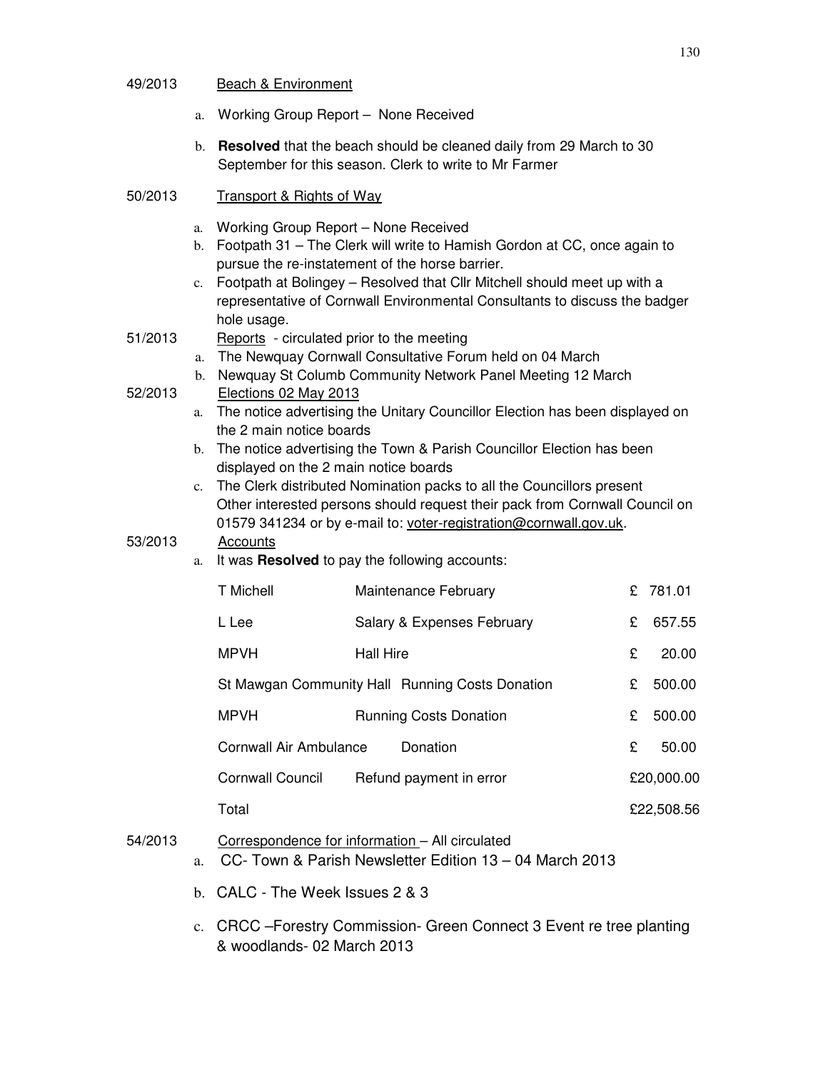49/2013 Beach & Environment

a. Working Group Report – None Received

b. **Resolved** that the beach should be cleaned daily from 29 March to 30 September for this season. Clerk to write to Mr Farmer

50/2013 Transport & Rights of Way

a. Working Group Report – None Received
b. Footpath 31 – The Clerk will write to Hamish Gordon at CC, once again to pursue the re-instatement of the horse barrier.
c. Footpath at Bolingey – Resolved that Cllr Mitchell should meet up with a representative of Cornwall Environmental Consultants to discuss the badger hole usage.

51/2013 Reports - circulated prior to the meeting

a. The Newquay Cornwall Consultative Forum held on 04 March
b. Newquay St Columb Community Network Panel Meeting 12 March

52/2013 Elections 02 May 2013

a. The notice advertising the Unitary Councillor Election has been displayed on the 2 main notice boards
b. The notice advertising the Town & Parish Councillor Election has been displayed on the 2 main notice boards
c. The Clerk distributed Nomination packs to all the Councillors present Other interested persons should request their pack from Cornwall Council on 01579 341234 or by e-mail to: voter-registration@cornwall.gov.uk.

53/2013 Accounts

a. It was **Resolved** to pay the following accounts:

| | | |
|---|---|---|
| T Michell | Maintenance February | £ 781.01 |
| L Lee | Salary & Expenses February | £ 657.55 |
| MPVH | Hall Hire | £ 20.00 |
| St Mawgan Community Hall | Running Costs Donation | £ 500.00 |
| MPVH | Running Costs Donation | £ 500.00 |
| Cornwall Air Ambulance | Donation | £ 50.00 |
| Cornwall Council | Refund payment in error | £20,000.00 |
| Total | | £22,508.56 |

54/2013 Correspondence for information – All circulated

a. CC- Town & Parish Newsletter Edition 13 – 04 March 2013

b. CALC - The Week Issues 2 & 3

c. CRCC –Forestry Commission- Green Connect 3 Event re tree planting & woodlands- 02 March 2013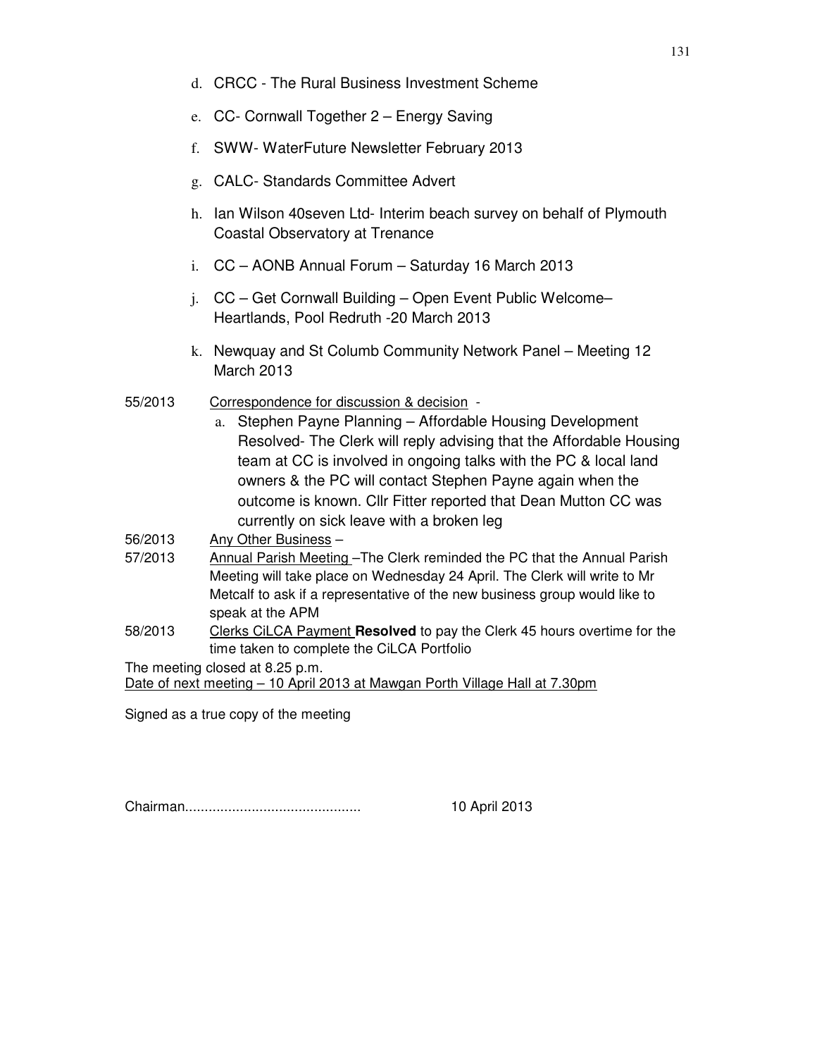d. CRCC - The Rural Business Investment Scheme

e. CC- Cornwall Together 2 – Energy Saving

f. SWW- WaterFuture Newsletter February 2013

g. CALC- Standards Committee Advert

h. Ian Wilson 40seven Ltd- Interim beach survey on behalf of Plymouth Coastal Observatory at Trenance

i. CC – AONB Annual Forum – Saturday 16 March 2013

j. CC – Get Cornwall Building – Open Event Public Welcome– Heartlands, Pool Redruth -20 March 2013

k. Newquay and St Columb Community Network Panel – Meeting 12 March 2013

55/2013 Correspondence for discussion & decision -

a. Stephen Payne Planning – Affordable Housing Development Resolved- The Clerk will reply advising that the Affordable Housing team at CC is involved in ongoing talks with the PC & local land owners & the PC will contact Stephen Payne again when the outcome is known. Cllr Fitter reported that Dean Mutton CC was currently on sick leave with a broken leg

56/2013 Any Other Business –

57/2013 Annual Parish Meeting –The Clerk reminded the PC that the Annual Parish Meeting will take place on Wednesday 24 April. The Clerk will write to Mr Metcalf to ask if a representative of the new business group would like to speak at the APM

58/2013 Clerks CiLCA Payment **Resolved** to pay the Clerk 45 hours overtime for the time taken to complete the CiLCA Portfolio

The meeting closed at 8.25 p.m.

Date of next meeting – 10 April 2013 at Mawgan Porth Village Hall at 7.30pm

Signed as a true copy of the meeting

Chairman............................................ 10 April 2013